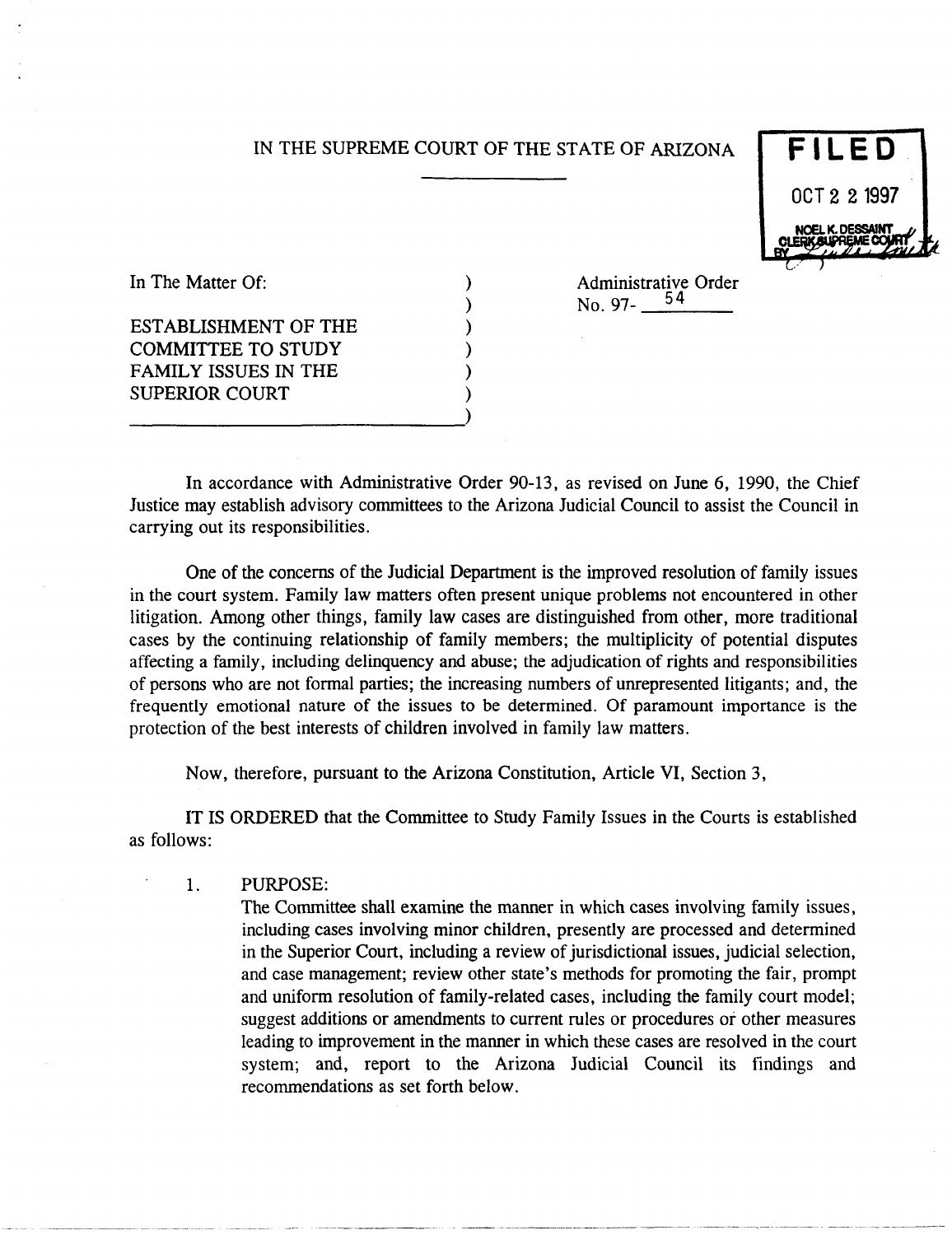IN THE SUPREME COURT OF THE STATE OF ARIZONA

**FILED**
OCT 2 2 1997
NOEL K. DESSAINT
CLERK SUPREME COURT
BY

In The Matter Of:

ESTABLISHMENT OF THE COMMITTEE TO STUDY FAMILY ISSUES IN THE SUPERIOR COURT

Administrative Order No. 97- 54

In accordance with Administrative Order 90-13, as revised on June 6, 1990, the Chief Justice may establish advisory committees to the Arizona Judicial Council to assist the Council in carrying out its responsibilities.

One of the concerns of the Judicial Department is the improved resolution of family issues in the court system. Family law matters often present unique problems not encountered in other litigation. Among other things, family law cases are distinguished from other, more traditional cases by the continuing relationship of family members; the multiplicity of potential disputes affecting a family, including delinquency and abuse; the adjudication of rights and responsibilities of persons who are not formal parties; the increasing numbers of unrepresented litigants; and, the frequently emotional nature of the issues to be determined. Of paramount importance is the protection of the best interests of children involved in family law matters.

Now, therefore, pursuant to the Arizona Constitution, Article VI, Section 3,

IT IS ORDERED that the Committee to Study Family Issues in the Courts is established as follows:

1. PURPOSE:
   The Committee shall examine the manner in which cases involving family issues, including cases involving minor children, presently are processed and determined in the Superior Court, including a review of jurisdictional issues, judicial selection, and case management; review other state's methods for promoting the fair, prompt and uniform resolution of family-related cases, including the family court model; suggest additions or amendments to current rules or procedures or other measures leading to improvement in the manner in which these cases are resolved in the court system; and, report to the Arizona Judicial Council its findings and recommendations as set forth below.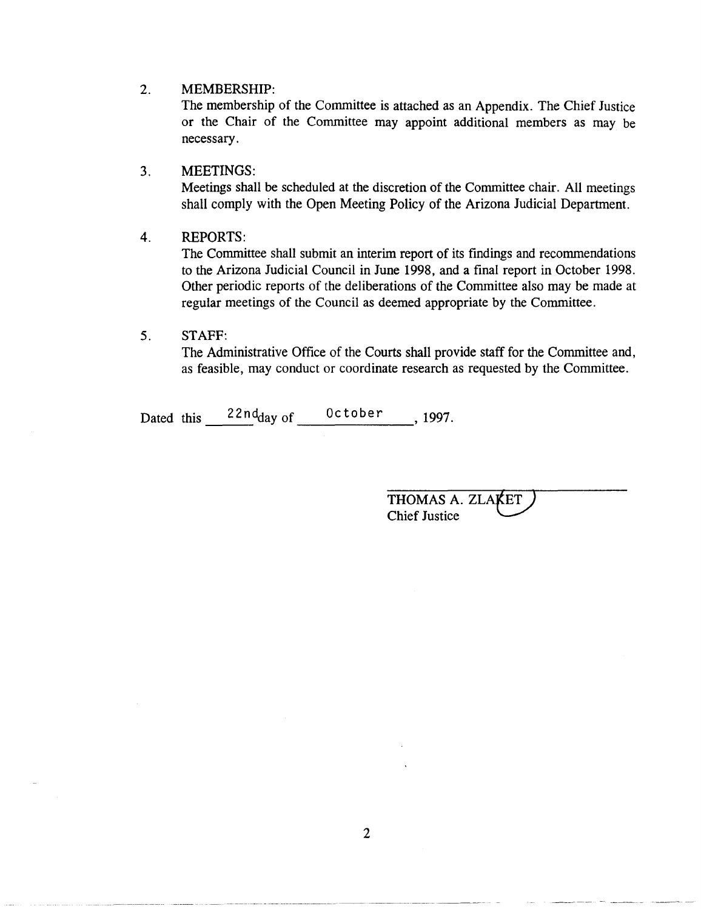2. MEMBERSHIP:
   The membership of the Committee is attached as an Appendix. The Chief Justice or the Chair of the Committee may appoint additional members as may be necessary.

3. MEETINGS:
   Meetings shall be scheduled at the discretion of the Committee chair. All meetings shall comply with the Open Meeting Policy of the Arizona Judicial Department.

4. REPORTS:
   The Committee shall submit an interim report of its findings and recommendations to the Arizona Judicial Council in June 1998, and a final report in October 1998. Other periodic reports of the deliberations of the Committee also may be made at regular meetings of the Council as deemed appropriate by the Committee.

5. STAFF:
   The Administrative Office of the Courts shall provide staff for the Committee and, as feasible, may conduct or coordinate research as requested by the Committee.

Dated this 22nd day of October, 1997.

THOMAS A. ZLAKET
Chief Justice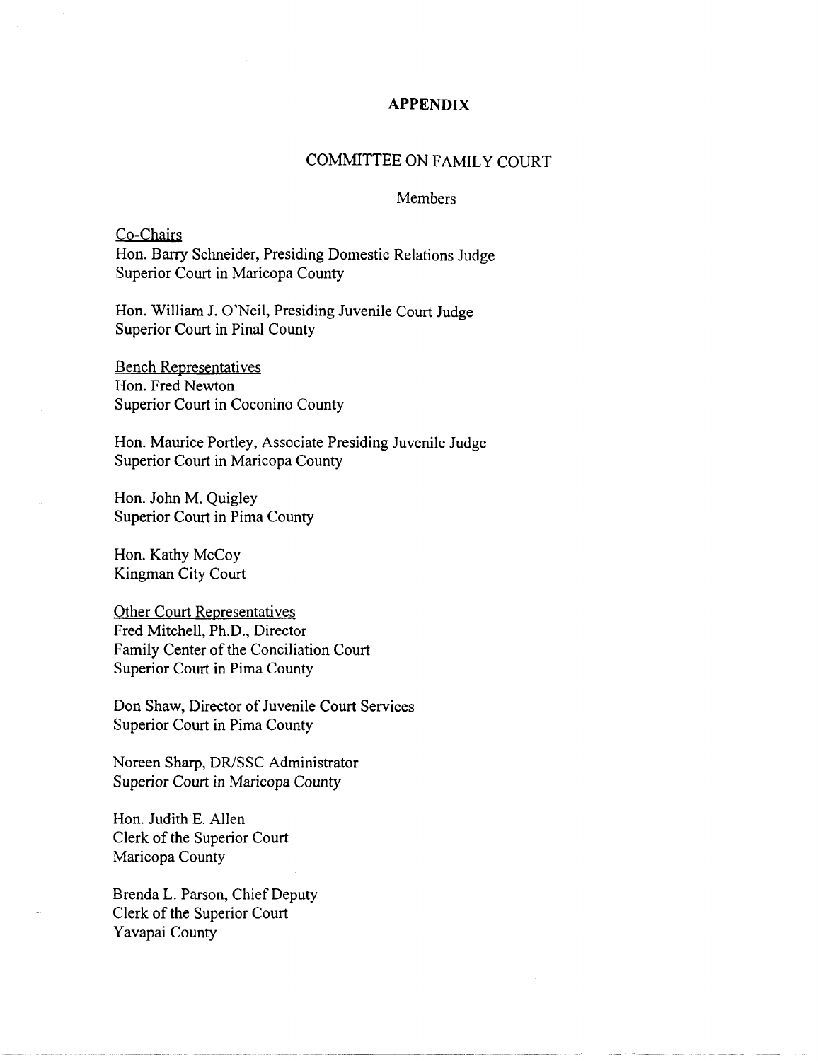# APPENDIX

## COMMITTEE ON FAMILY COURT

Members

Co-Chairs
Hon. Barry Schneider, Presiding Domestic Relations Judge
Superior Court in Maricopa County

Hon. William J. O'Neil, Presiding Juvenile Court Judge
Superior Court in Pinal County

Bench Representatives
Hon. Fred Newton
Superior Court in Coconino County

Hon. Maurice Portley, Associate Presiding Juvenile Judge
Superior Court in Maricopa County

Hon. John M. Quigley
Superior Court in Pima County

Hon. Kathy McCoy
Kingman City Court

Other Court Representatives
Fred Mitchell, Ph.D., Director
Family Center of the Conciliation Court
Superior Court in Pima County

Don Shaw, Director of Juvenile Court Services
Superior Court in Pima County

Noreen Sharp, DR/SSC Administrator
Superior Court in Maricopa County

Hon. Judith E. Allen
Clerk of the Superior Court
Maricopa County

Brenda L. Parson, Chief Deputy
Clerk of the Superior Court
Yavapai County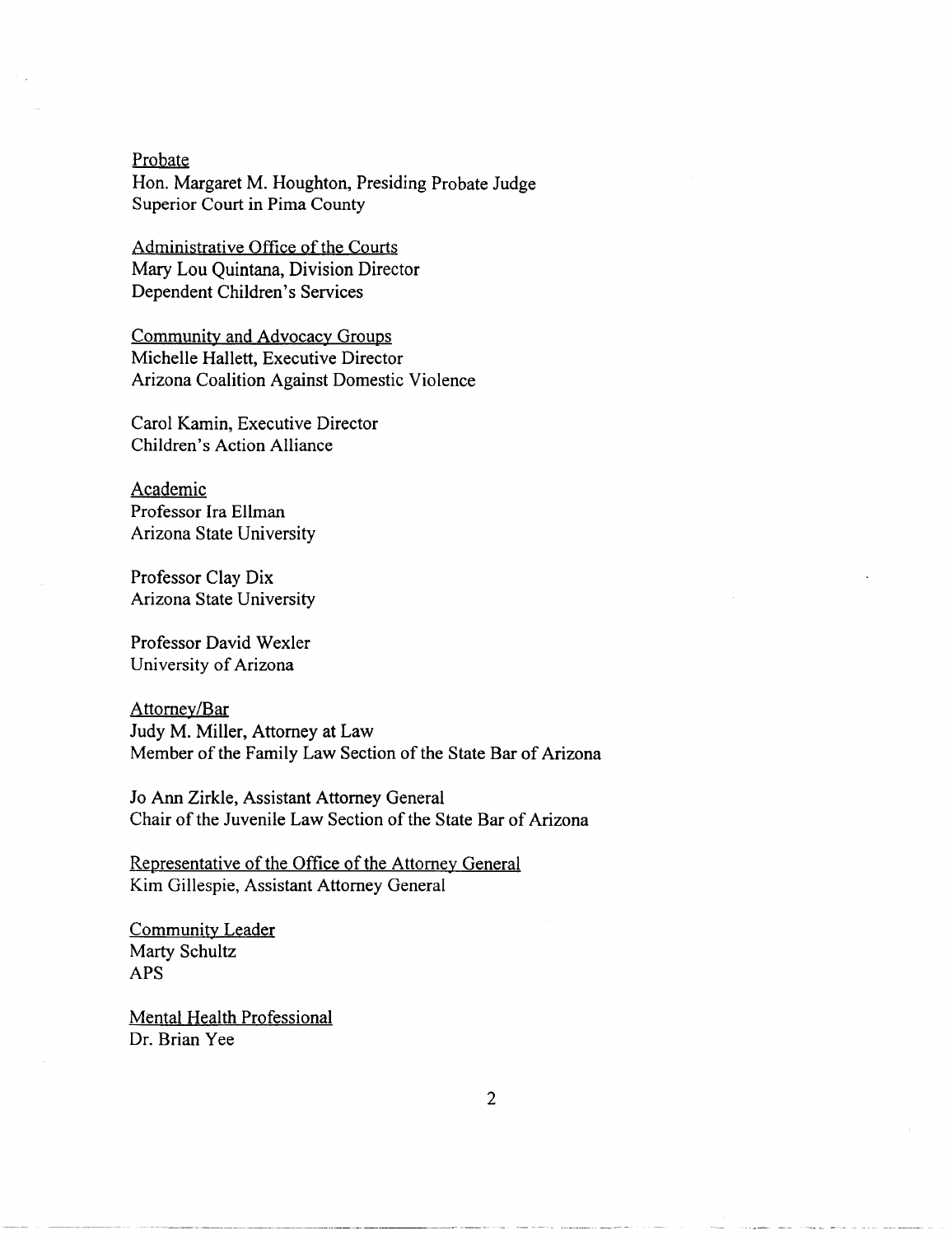Probate
Hon. Margaret M. Houghton, Presiding Probate Judge
Superior Court in Pima County

Administrative Office of the Courts
Mary Lou Quintana, Division Director
Dependent Children's Services

Community and Advocacy Groups
Michelle Hallett, Executive Director
Arizona Coalition Against Domestic Violence

Carol Kamin, Executive Director
Children's Action Alliance

Academic
Professor Ira Ellman
Arizona State University

Professor Clay Dix
Arizona State University

Professor David Wexler
University of Arizona

Attorney/Bar
Judy M. Miller, Attorney at Law
Member of the Family Law Section of the State Bar of Arizona

Jo Ann Zirkle, Assistant Attorney General
Chair of the Juvenile Law Section of the State Bar of Arizona

Representative of the Office of the Attorney General
Kim Gillespie, Assistant Attorney General

Community Leader
Marty Schultz
APS

Mental Health Professional
Dr. Brian Yee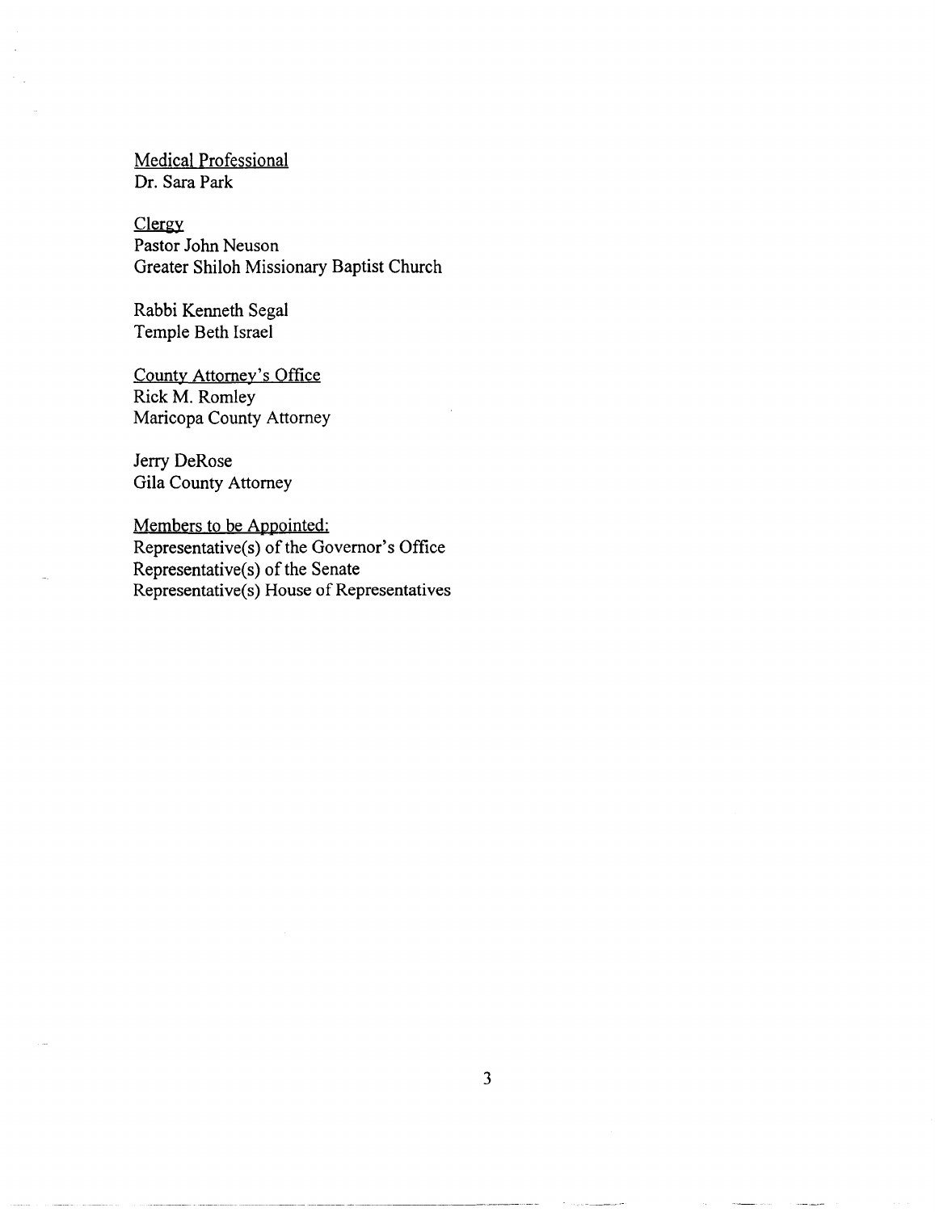<u>Medical Professional</u>
Dr. Sara Park

<u>Clergy</u>
Pastor John Neuson
Greater Shiloh Missionary Baptist Church

Rabbi Kenneth Segal
Temple Beth Israel

<u>County Attorney's Office</u>
Rick M. Romley
Maricopa County Attorney

Jerry DeRose
Gila County Attorney

<u>Members to be Appointed:</u>
Representative(s) of the Governor's Office
Representative(s) of the Senate
Representative(s) House of Representatives